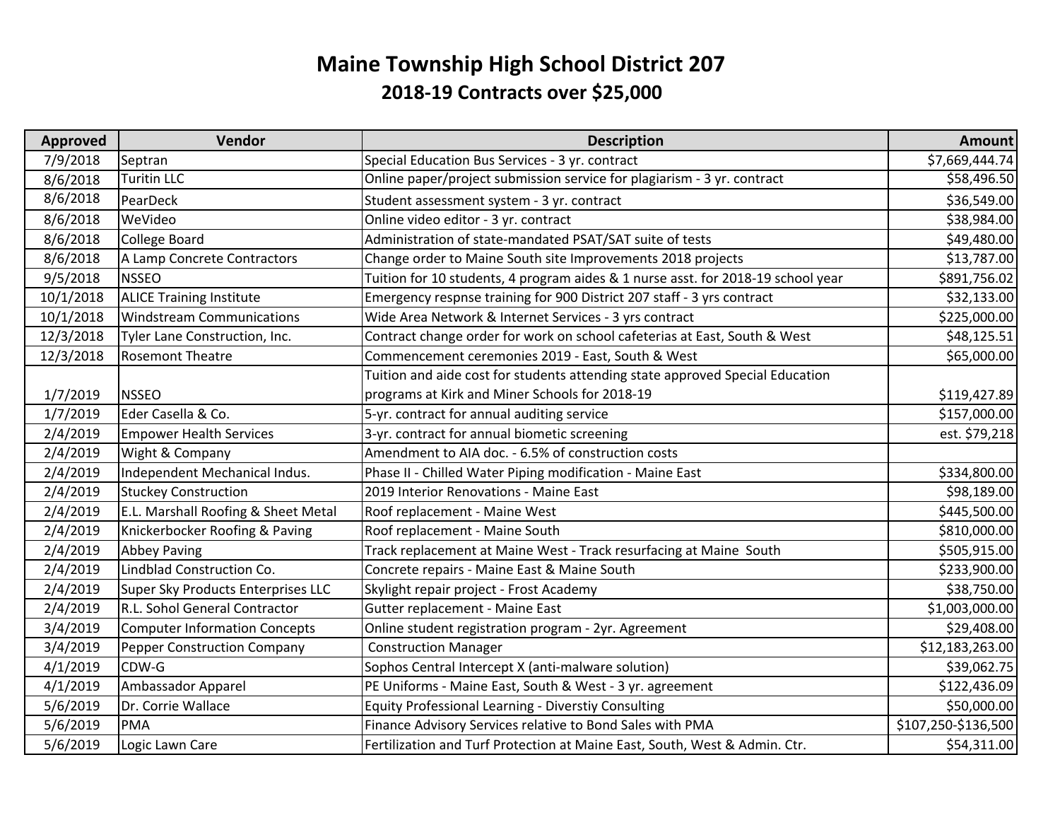# Maine Township High School District 207

## 2018-19 Contracts over $25,000

| Approved | Vendor | Description | Amount |
|---|---|---|---|
| 7/9/2018 | Septran | Special Education Bus Services - 3 yr. contract | $7,669,444.74 |
| 8/6/2018 | Turitin LLC | Online paper/project submission service for plagiarism - 3 yr. contract | $58,496.50 |
| 8/6/2018 | PearDeck | Student assessment system - 3 yr. contract | $36,549.00 |
| 8/6/2018 | WeVideo | Online video editor - 3 yr. contract | $38,984.00 |
| 8/6/2018 | College Board | Administration of state-mandated PSAT/SAT suite of tests | $49,480.00 |
| 8/6/2018 | A Lamp Concrete Contractors | Change order to Maine South site Improvements 2018 projects | $13,787.00 |
| 9/5/2018 | NSSEO | Tuition for 10 students, 4 program aides & 1 nurse asst. for 2018-19 school year | $891,756.02 |
| 10/1/2018 | ALICE Training Institute | Emergency respnse training for 900 District 207 staff - 3 yrs contract | $32,133.00 |
| 10/1/2018 | Windstream Communications | Wide Area Network & Internet Services - 3 yrs contract | $225,000.00 |
| 12/3/2018 | Tyler Lane Construction, Inc. | Contract change order for work on school cafeterias at East, South & West | $48,125.51 |
| 12/3/2018 | Rosemont Theatre | Commencement ceremonies 2019 - East, South & West | $65,000.00 |
| 1/7/2019 | NSSEO | Tuition and aide cost for students attending state approved Special Education programs at Kirk and Miner Schools for 2018-19 | $119,427.89 |
| 1/7/2019 | Eder Casella & Co. | 5-yr. contract for annual auditing service | $157,000.00 |
| 2/4/2019 | Empower Health Services | 3-yr. contract for annual biometic screening | est. $79,218 |
| 2/4/2019 | Wight & Company | Amendment to AIA doc. - 6.5% of construction costs | |
| 2/4/2019 | Independent Mechanical Indus. | Phase II - Chilled Water Piping modification - Maine East | $334,800.00 |
| 2/4/2019 | Stuckey Construction | 2019 Interior Renovations - Maine East | $98,189.00 |
| 2/4/2019 | E.L. Marshall Roofing & Sheet Metal | Roof replacement - Maine West | $445,500.00 |
| 2/4/2019 | Knickerbocker Roofing & Paving | Roof replacement - Maine South | $810,000.00 |
| 2/4/2019 | Abbey Paving | Track replacement at Maine West - Track resurfacing at Maine South | $505,915.00 |
| 2/4/2019 | Lindblad Construction Co. | Concrete repairs - Maine East & Maine South | $233,900.00 |
| 2/4/2019 | Super Sky Products Enterprises LLC | Skylight repair project - Frost Academy | $38,750.00 |
| 2/4/2019 | R.L. Sohol General Contractor | Gutter replacement - Maine East | $1,003,000.00 |
| 3/4/2019 | Computer Information Concepts | Online student registration program - 2yr. Agreement | $29,408.00 |
| 3/4/2019 | Pepper Construction Company | Construction Manager | $12,183,263.00 |
| 4/1/2019 | CDW-G | Sophos Central Intercept X (anti-malware solution) | $39,062.75 |
| 4/1/2019 | Ambassador Apparel | PE Uniforms - Maine East, South & West - 3 yr. agreement | $122,436.09 |
| 5/6/2019 | Dr. Corrie Wallace | Equity Professional Learning - Diverstiy Consulting | $50,000.00 |
| 5/6/2019 | PMA | Finance Advisory Services relative to Bond Sales with PMA | $107,250-$136,500 |
| 5/6/2019 | Logic Lawn Care | Fertilization and Turf Protection at Maine East, South, West & Admin. Ctr. | $54,311.00 |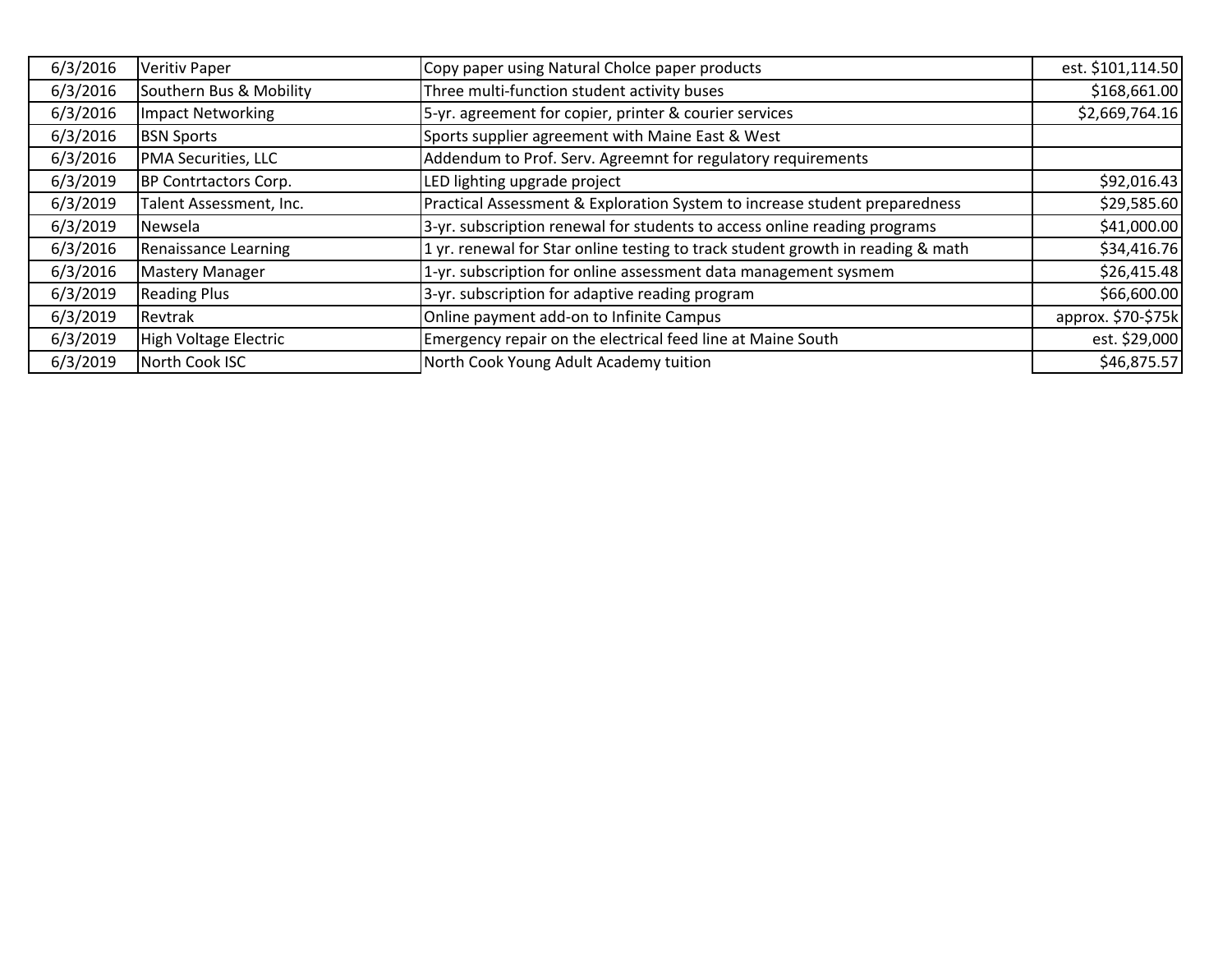| | | | |
|---|---|---|---|
| 6/3/2016 | Veritiv Paper | Copy paper using Natural Cholce paper products | est. $101,114.50 |
| 6/3/2016 | Southern Bus & Mobility | Three multi-function student activity buses | $168,661.00 |
| 6/3/2016 | Impact Networking | 5-yr. agreement for copier, printer & courier services | $2,669,764.16 |
| 6/3/2016 | BSN Sports | Sports supplier agreement with Maine East & West | |
| 6/3/2016 | PMA Securities, LLC | Addendum to Prof. Serv. Ageemnt for regulatory requirements | |
| 6/3/2019 | BP Contrtactors Corp. | LED lighting upgrade project | $92,016.43 |
| 6/3/2019 | Talent Assessment, Inc. | Practical Assessment & Exploration System to increase student preparedness | $29,585.60 |
| 6/3/2019 | Newsela | 3-yr. subscription renewal for students to access online reading programs | $41,000.00 |
| 6/3/2016 | Renaissance Learning | 1 yr. renewal for Star online testing to track student growth in reading & math | $34,416.76 |
| 6/3/2016 | Mastery Manager | 1-yr. subscription for online assessment data management sysmem | $26,415.48 |
| 6/3/2019 | Reading Plus | 3-yr. subscription for adaptive reading program | $66,600.00 |
| 6/3/2019 | Revtrak | Online payment add-on to Infinite Campus | approx. $70-$75k |
| 6/3/2019 | High Voltage Electric | Emergency repair on the electrical feed line at Maine South | est. $29,000 |
| 6/3/2019 | North Cook ISC | North Cook Young Adult Academy tuition | $46,875.57 |